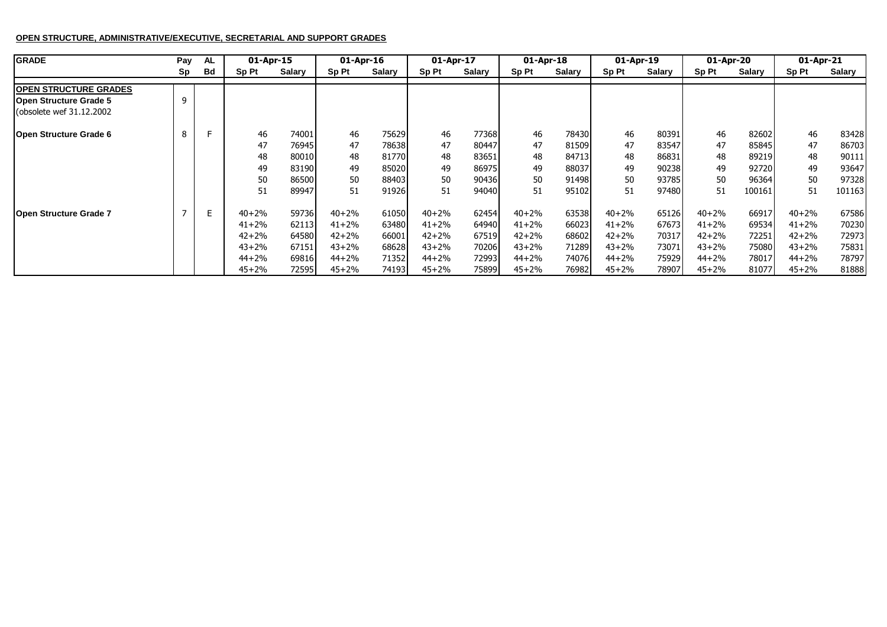**OPEN STRUCTURE, ADMINISTRATIVE/EXECUTIVE, SECRETARIAL AND SUPPORT GRADES**

| GRADE | Pay | AL | 01-Apr-15 | | 01-Apr-16 | | 01-Apr-17 | | 01-Apr-18 | | 01-Apr-19 | | 01-Apr-20 | | 01-Apr-21 | |
|---|---|---|---|---|---|---|---|---|---|---|---|---|---|---|---|---|
| | Sp | Bd | Sp Pt | Salary | Sp Pt | Salary | Sp Pt | Salary | Sp Pt | Salary | Sp Pt | Salary | Sp Pt | Salary | Sp Pt | Salary |
| **OPEN STRUCTURE GRADES** | | | | | | | | | | | | | | | | |
| **Open Structure Grade 5** | 9 | | | | | | | | | | | | | | | |
| (obsolete wef 31.12.2002 | | | | | | | | | | | | | | | | |
| **Open Structure Grade 6** | 8 | F | 46 | 74001 | 46 | 75629 | 46 | 77368 | 46 | 78430 | 46 | 80391 | 46 | 82602 | 46 | 83428 |
| | | | 47 | 76945 | 47 | 78638 | 47 | 80447 | 47 | 81509 | 47 | 83547 | 47 | 85845 | 47 | 86703 |
| | | | 48 | 80010 | 48 | 81770 | 48 | 83651 | 48 | 84713 | 48 | 86831 | 48 | 89219 | 48 | 90111 |
| | | | 49 | 83190 | 49 | 85020 | 49 | 86975 | 49 | 88037 | 49 | 90238 | 49 | 92720 | 49 | 93647 |
| | | | 50 | 86500 | 50 | 88403 | 50 | 90436 | 50 | 91498 | 50 | 93785 | 50 | 96364 | 50 | 97328 |
| | | | 51 | 89947 | 51 | 91926 | 51 | 94040 | 51 | 95102 | 51 | 97480 | 51 | 100161 | 51 | 101163 |
| **Open Structure Grade 7** | 7 | E | 40+2% | 59736 | 40+2% | 61050 | 40+2% | 62454 | 40+2% | 63538 | 40+2% | 65126 | 40+2% | 66917 | 40+2% | 67586 |
| | | | 41+2% | 62113 | 41+2% | 63480 | 41+2% | 64940 | 41+2% | 66023 | 41+2% | 67673 | 41+2% | 69534 | 41+2% | 70230 |
| | | | 42+2% | 64580 | 42+2% | 66001 | 42+2% | 67519 | 42+2% | 68602 | 42+2% | 70317 | 42+2% | 72251 | 42+2% | 72973 |
| | | | 43+2% | 67151 | 43+2% | 68628 | 43+2% | 70206 | 43+2% | 71289 | 43+2% | 73071 | 43+2% | 75080 | 43+2% | 75831 |
| | | | 44+2% | 69816 | 44+2% | 71352 | 44+2% | 72993 | 44+2% | 74076 | 44+2% | 75929 | 44+2% | 78017 | 44+2% | 78797 |
| | | | 45+2% | 72595 | 45+2% | 74193 | 45+2% | 75899 | 45+2% | 76982 | 45+2% | 78907 | 45+2% | 81077 | 45+2% | 81888 |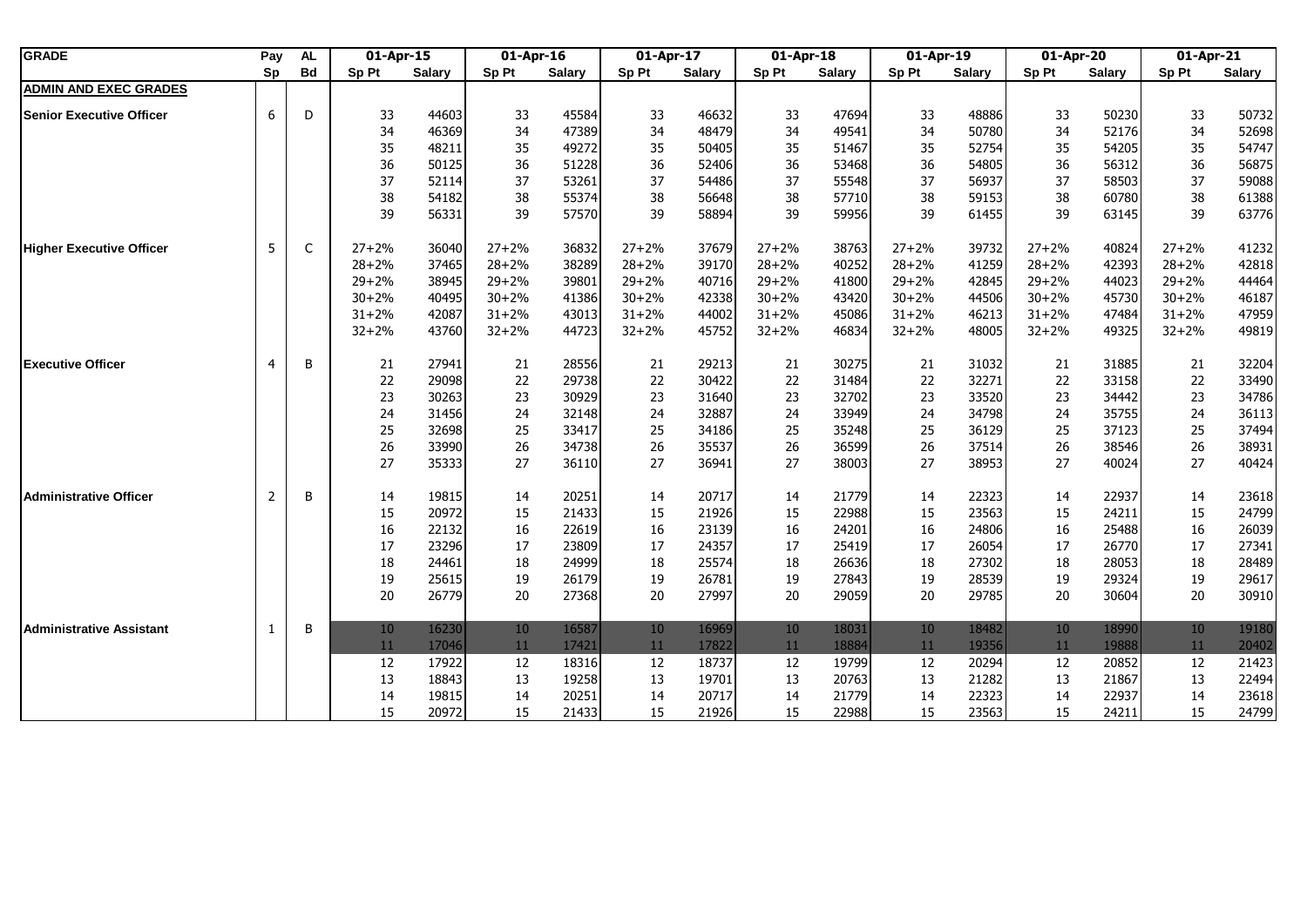| GRADE | Pay Sp | AL Bd | 01-Apr-15 Sp Pt | Salary | 01-Apr-16 Sp Pt | Salary | 01-Apr-17 Sp Pt | Salary | 01-Apr-18 Sp Pt | Salary | 01-Apr-19 Sp Pt | Salary | 01-Apr-20 Sp Pt | Salary | 01-Apr-21 Sp Pt | Salary |
|---|---|---|---|---|---|---|---|---|---|---|---|---|---|---|---|---|
| **ADMIN AND EXEC GRADES** | | | | | | | | | | | | | | | | |
| **Senior Executive Officer** | 6 | D | 33 | 44603 | 33 | 45584 | 33 | 46632 | 33 | 47694 | 33 | 48886 | 33 | 50230 | 33 | 50732 |
| | | | 34 | 46369 | 34 | 47389 | 34 | 48479 | 34 | 49541 | 34 | 50780 | 34 | 52176 | 34 | 52698 |
| | | | 35 | 48211 | 35 | 49272 | 35 | 50405 | 35 | 51467 | 35 | 52754 | 35 | 54205 | 35 | 54747 |
| | | | 36 | 50125 | 36 | 51228 | 36 | 52406 | 36 | 53468 | 36 | 54805 | 36 | 56312 | 36 | 56875 |
| | | | 37 | 52114 | 37 | 53261 | 37 | 54486 | 37 | 55548 | 37 | 56937 | 37 | 58503 | 37 | 59088 |
| | | | 38 | 54182 | 38 | 55374 | 38 | 56648 | 38 | 57710 | 38 | 59153 | 38 | 60780 | 38 | 61388 |
| | | | 39 | 56331 | 39 | 57570 | 39 | 58894 | 39 | 59956 | 39 | 61455 | 39 | 63145 | 39 | 63776 |
| **Higher Executive Officer** | 5 | C | 27+2% | 36040 | 27+2% | 36832 | 27+2% | 37679 | 27+2% | 38763 | 27+2% | 39732 | 27+2% | 40824 | 27+2% | 41232 |
| | | | 28+2% | 37465 | 28+2% | 38289 | 28+2% | 39170 | 28+2% | 40252 | 28+2% | 41259 | 28+2% | 42393 | 28+2% | 42818 |
| | | | 29+2% | 38945 | 29+2% | 39801 | 29+2% | 40716 | 29+2% | 41800 | 29+2% | 42845 | 29+2% | 44023 | 29+2% | 44464 |
| | | | 30+2% | 40495 | 30+2% | 41386 | 30+2% | 42338 | 30+2% | 43420 | 30+2% | 44506 | 30+2% | 45730 | 30+2% | 46187 |
| | | | 31+2% | 42087 | 31+2% | 43013 | 31+2% | 44002 | 31+2% | 45086 | 31+2% | 46213 | 31+2% | 47484 | 31+2% | 47959 |
| | | | 32+2% | 43760 | 32+2% | 44723 | 32+2% | 45752 | 32+2% | 46834 | 32+2% | 48005 | 32+2% | 49325 | 32+2% | 49819 |
| **Executive Officer** | 4 | B | 21 | 27941 | 21 | 28556 | 21 | 29213 | 21 | 30275 | 21 | 31032 | 21 | 31885 | 21 | 32204 |
| | | | 22 | 29098 | 22 | 29738 | 22 | 30422 | 22 | 31484 | 22 | 32271 | 22 | 33158 | 22 | 33490 |
| | | | 23 | 30263 | 23 | 30929 | 23 | 31640 | 23 | 32702 | 23 | 33520 | 23 | 34442 | 23 | 34786 |
| | | | 24 | 31456 | 24 | 32148 | 24 | 32887 | 24 | 33949 | 24 | 34798 | 24 | 35755 | 24 | 36113 |
| | | | 25 | 32698 | 25 | 33417 | 25 | 34186 | 25 | 35248 | 25 | 36129 | 25 | 37123 | 25 | 37494 |
| | | | 26 | 33990 | 26 | 34738 | 26 | 35537 | 26 | 36599 | 26 | 37514 | 26 | 38546 | 26 | 38931 |
| | | | 27 | 35333 | 27 | 36110 | 27 | 36941 | 27 | 38003 | 27 | 38953 | 27 | 40024 | 27 | 40424 |
| **Administrative Officer** | 2 | B | 14 | 19815 | 14 | 20251 | 14 | 20717 | 14 | 21779 | 14 | 22323 | 14 | 22937 | 14 | 23618 |
| | | | 15 | 20972 | 15 | 21433 | 15 | 21926 | 15 | 22988 | 15 | 23563 | 15 | 24211 | 15 | 24799 |
| | | | 16 | 22132 | 16 | 22619 | 16 | 23139 | 16 | 24201 | 16 | 24806 | 16 | 25488 | 16 | 26039 |
| | | | 17 | 23296 | 17 | 23809 | 17 | 24357 | 17 | 25419 | 17 | 26054 | 17 | 26770 | 17 | 27341 |
| | | | 18 | 24461 | 18 | 24999 | 18 | 25574 | 18 | 26636 | 18 | 27302 | 18 | 28053 | 18 | 28489 |
| | | | 19 | 25615 | 19 | 26179 | 19 | 26781 | 19 | 27843 | 19 | 28539 | 19 | 29324 | 19 | 29617 |
| | | | 20 | 26779 | 20 | 27368 | 20 | 27997 | 20 | 29059 | 20 | 29785 | 20 | 30604 | 20 | 30910 |
| **Administrative Assistant** | 1 | B | 10 | 16230 | 10 | 16587 | 10 | 16969 | 10 | 18031 | 10 | 18482 | 10 | 18990 | 10 | 19180 |
| | | | 11 | 17046 | 11 | 17421 | 11 | 17822 | 11 | 18884 | 11 | 19356 | 11 | 19888 | 11 | 20402 |
| | | | 12 | 17922 | 12 | 18316 | 12 | 18737 | 12 | 19799 | 12 | 20294 | 12 | 20852 | 12 | 21423 |
| | | | 13 | 18843 | 13 | 19258 | 13 | 19701 | 13 | 20763 | 13 | 21282 | 13 | 21867 | 13 | 22494 |
| | | | 14 | 19815 | 14 | 20251 | 14 | 20717 | 14 | 21779 | 14 | 22323 | 14 | 22937 | 14 | 23618 |
| | | | 15 | 20972 | 15 | 21433 | 15 | 21926 | 15 | 22988 | 15 | 23563 | 15 | 24211 | 15 | 24799 |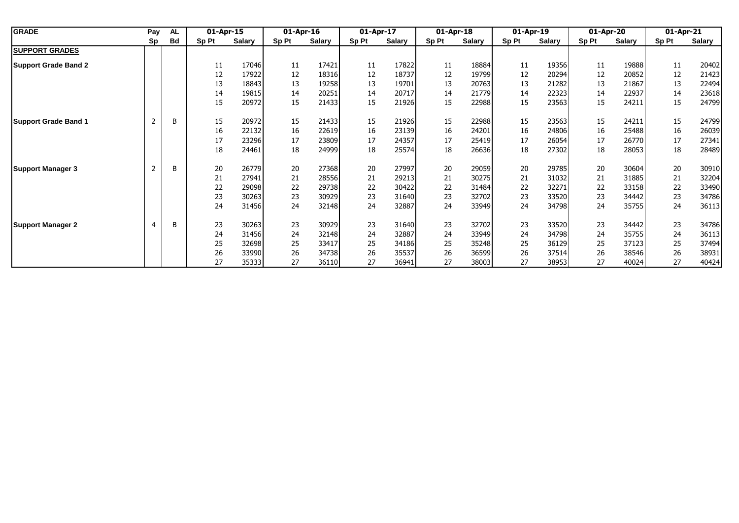| GRADE | Pay | AL | 01-Apr-15 | | 01-Apr-16 | | 01-Apr-17 | | 01-Apr-18 | | 01-Apr-19 | | 01-Apr-20 | | 01-Apr-21 | |
|---|---|---|---|---|---|---|---|---|---|---|---|---|---|---|---|---|
| | Sp | Bd | Sp Pt | Salary | Sp Pt | Salary | Sp Pt | Salary | Sp Pt | Salary | Sp Pt | Salary | Sp Pt | Salary | Sp Pt | Salary |
| **SUPPORT GRADES** | | | | | | | | | | | | | | | | |
| **Support Grade Band 2** | | | 11 | 17046 | 11 | 17421 | 11 | 17822 | 11 | 18884 | 11 | 19356 | 11 | 19888 | 11 | 20402 |
| | | | 12 | 17922 | 12 | 18316 | 12 | 18737 | 12 | 19799 | 12 | 20294 | 12 | 20852 | 12 | 21423 |
| | | | 13 | 18843 | 13 | 19258 | 13 | 19701 | 13 | 20763 | 13 | 21282 | 13 | 21867 | 13 | 22494 |
| | | | 14 | 19815 | 14 | 20251 | 14 | 20717 | 14 | 21779 | 14 | 22323 | 14 | 22937 | 14 | 23618 |
| | | | 15 | 20972 | 15 | 21433 | 15 | 21926 | 15 | 22988 | 15 | 23563 | 15 | 24211 | 15 | 24799 |
| **Support Grade Band 1** | 2 | B | 15 | 20972 | 15 | 21433 | 15 | 21926 | 15 | 22988 | 15 | 23563 | 15 | 24211 | 15 | 24799 |
| | | | 16 | 22132 | 16 | 22619 | 16 | 23139 | 16 | 24201 | 16 | 24806 | 16 | 25488 | 16 | 26039 |
| | | | 17 | 23296 | 17 | 23809 | 17 | 24357 | 17 | 25419 | 17 | 26054 | 17 | 26770 | 17 | 27341 |
| | | | 18 | 24461 | 18 | 24999 | 18 | 25574 | 18 | 26636 | 18 | 27302 | 18 | 28053 | 18 | 28489 |
| **Support Manager 3** | 2 | B | 20 | 26779 | 20 | 27368 | 20 | 27997 | 20 | 29059 | 20 | 29785 | 20 | 30604 | 20 | 30910 |
| | | | 21 | 27941 | 21 | 28556 | 21 | 29213 | 21 | 30275 | 21 | 31032 | 21 | 31885 | 21 | 32204 |
| | | | 22 | 29098 | 22 | 29738 | 22 | 30422 | 22 | 31484 | 22 | 32271 | 22 | 33158 | 22 | 33490 |
| | | | 23 | 30263 | 23 | 30929 | 23 | 31640 | 23 | 32702 | 23 | 33520 | 23 | 34442 | 23 | 34786 |
| | | | 24 | 31456 | 24 | 32148 | 24 | 32887 | 24 | 33949 | 24 | 34798 | 24 | 35755 | 24 | 36113 |
| **Support Manager 2** | 4 | B | 23 | 30263 | 23 | 30929 | 23 | 31640 | 23 | 32702 | 23 | 33520 | 23 | 34442 | 23 | 34786 |
| | | | 24 | 31456 | 24 | 32148 | 24 | 32887 | 24 | 33949 | 24 | 34798 | 24 | 35755 | 24 | 36113 |
| | | | 25 | 32698 | 25 | 33417 | 25 | 34186 | 25 | 35248 | 25 | 36129 | 25 | 37123 | 25 | 37494 |
| | | | 26 | 33990 | 26 | 34738 | 26 | 35537 | 26 | 36599 | 26 | 37514 | 26 | 38546 | 26 | 38931 |
| | | | 27 | 35333 | 27 | 36110 | 27 | 36941 | 27 | 38003 | 27 | 38953 | 27 | 40024 | 27 | 40424 |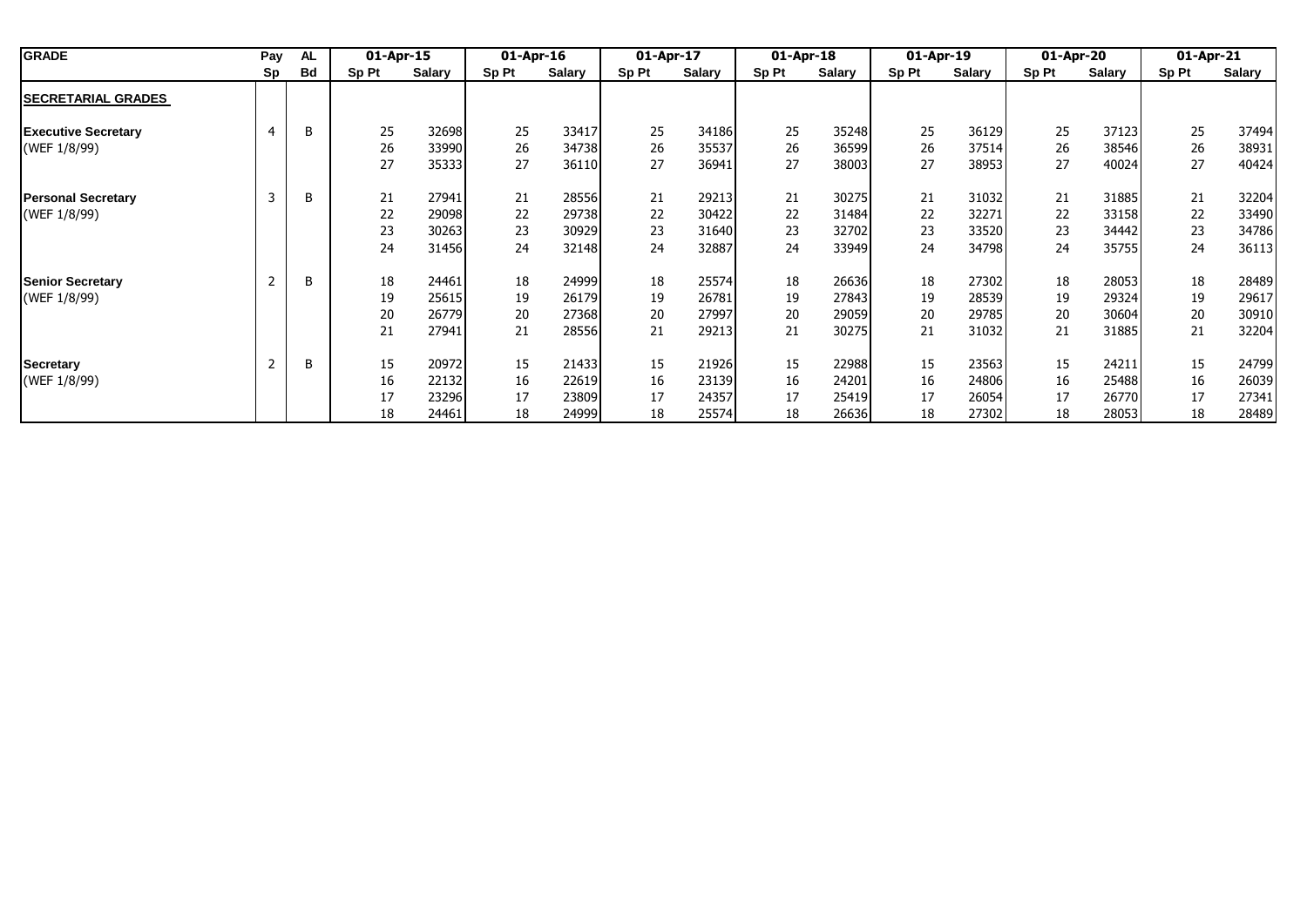| GRADE | Pay Sp | AL Bd | 01-Apr-15 | | 01-Apr-16 | | 01-Apr-17 | | 01-Apr-18 | | 01-Apr-19 | | 01-Apr-20 | | 01-Apr-21 | |
|---|---|---|---|---|---|---|---|---|---|---|---|---|---|---|---|---|
| | | | Sp Pt | Salary | Sp Pt | Salary | Sp Pt | Salary | Sp Pt | Salary | Sp Pt | Salary | Sp Pt | Salary | Sp Pt | Salary |
| **SECRETARIAL GRADES** | | | | | | | | | | | | | | | | |
| **Executive Secretary** | 4 | B | 25 | 32698 | 25 | 33417 | 25 | 34186 | 25 | 35248 | 25 | 36129 | 25 | 37123 | 25 | 37494 |
| (WEF 1/8/99) | | | 26 | 33990 | 26 | 34738 | 26 | 35537 | 26 | 36599 | 26 | 37514 | 26 | 38546 | 26 | 38931 |
| | | | 27 | 35333 | 27 | 36110 | 27 | 36941 | 27 | 38003 | 27 | 38953 | 27 | 40024 | 27 | 40424 |
| **Personal Secretary** | 3 | B | 21 | 27941 | 21 | 28556 | 21 | 29213 | 21 | 30275 | 21 | 31032 | 21 | 31885 | 21 | 32204 |
| (WEF 1/8/99) | | | 22 | 29098 | 22 | 29738 | 22 | 30422 | 22 | 31484 | 22 | 32271 | 22 | 33158 | 22 | 33490 |
| | | | 23 | 30263 | 23 | 30929 | 23 | 31640 | 23 | 32702 | 23 | 33520 | 23 | 34442 | 23 | 34786 |
| | | | 24 | 31456 | 24 | 32148 | 24 | 32887 | 24 | 33949 | 24 | 34798 | 24 | 35755 | 24 | 36113 |
| **Senior Secretary** | 2 | B | 18 | 24461 | 18 | 24999 | 18 | 25574 | 18 | 26636 | 18 | 27302 | 18 | 28053 | 18 | 28489 |
| (WEF 1/8/99) | | | 19 | 25615 | 19 | 26179 | 19 | 26781 | 19 | 27843 | 19 | 28539 | 19 | 29324 | 19 | 29617 |
| | | | 20 | 26779 | 20 | 27368 | 20 | 27997 | 20 | 29059 | 20 | 29785 | 20 | 30604 | 20 | 30910 |
| | | | 21 | 27941 | 21 | 28556 | 21 | 29213 | 21 | 30275 | 21 | 31032 | 21 | 31885 | 21 | 32204 |
| **Secretary** | 2 | B | 15 | 20972 | 15 | 21433 | 15 | 21926 | 15 | 22988 | 15 | 23563 | 15 | 24211 | 15 | 24799 |
| (WEF 1/8/99) | | | 16 | 22132 | 16 | 22619 | 16 | 23139 | 16 | 24201 | 16 | 24806 | 16 | 25488 | 16 | 26039 |
| | | | 17 | 23296 | 17 | 23809 | 17 | 24357 | 17 | 25419 | 17 | 26054 | 17 | 26770 | 17 | 27341 |
| | | | 18 | 24461 | 18 | 24999 | 18 | 25574 | 18 | 26636 | 18 | 27302 | 18 | 28053 | 18 | 28489 |